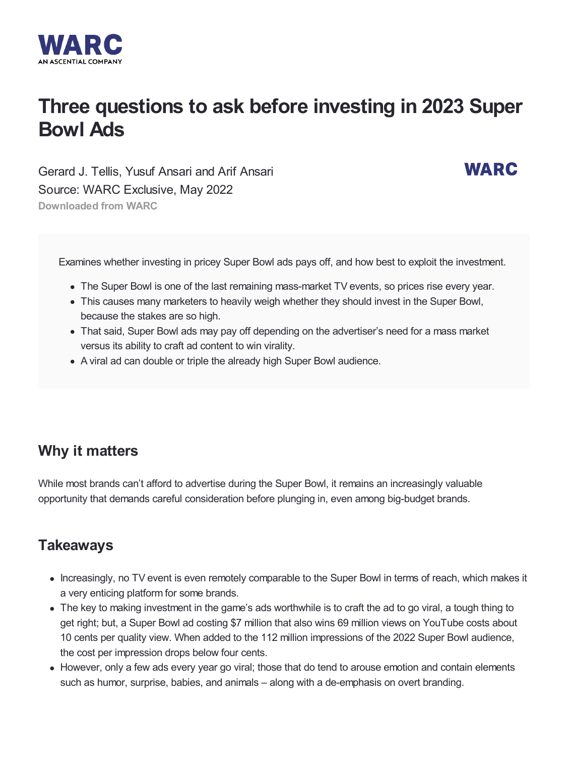# Three questions to ask before investing in 2023 Super Bowl Ads

Gerard J. Tellis, Yusuf Ansari and Arif Ansari

Source: WARC Exclusive, May 2022

**Downloaded from WARC**

Examines whether investing in pricey Super Bowl ads pays off, and how best to exploit the investment.

- The Super Bowl is one of the last remaining mass-market TV events, so prices rise every year.
- This causes many marketers to heavily weigh whether they should invest in the Super Bowl, because the stakes are so high.
- That said, Super Bowl ads may pay off depending on the advertiser's need for a mass market versus its ability to craft ad content to win virality.
- A viral ad can double or triple the already high Super Bowl audience.

## Why it matters

While most brands can't afford to advertise during the Super Bowl, it remains an increasingly valuable opportunity that demands careful consideration before plunging in, even among big-budget brands.

## Takeaways

- Increasingly, no TV event is even remotely comparable to the Super Bowl in terms of reach, which makes it a very enticing platform for some brands.
- The key to making investment in the game's ads worthwhile is to craft the ad to go viral, a tough thing to get right; but, a Super Bowl ad costing $7 million that also wins 69 million views on YouTube costs about 10 cents per quality view. When added to the 112 million impressions of the 2022 Super Bowl audience, the cost per impression drops below four cents.
- However, only a few ads every year go viral; those that do tend to arouse emotion and contain elements such as humor, surprise, babies, and animals – along with a de-emphasis on overt branding.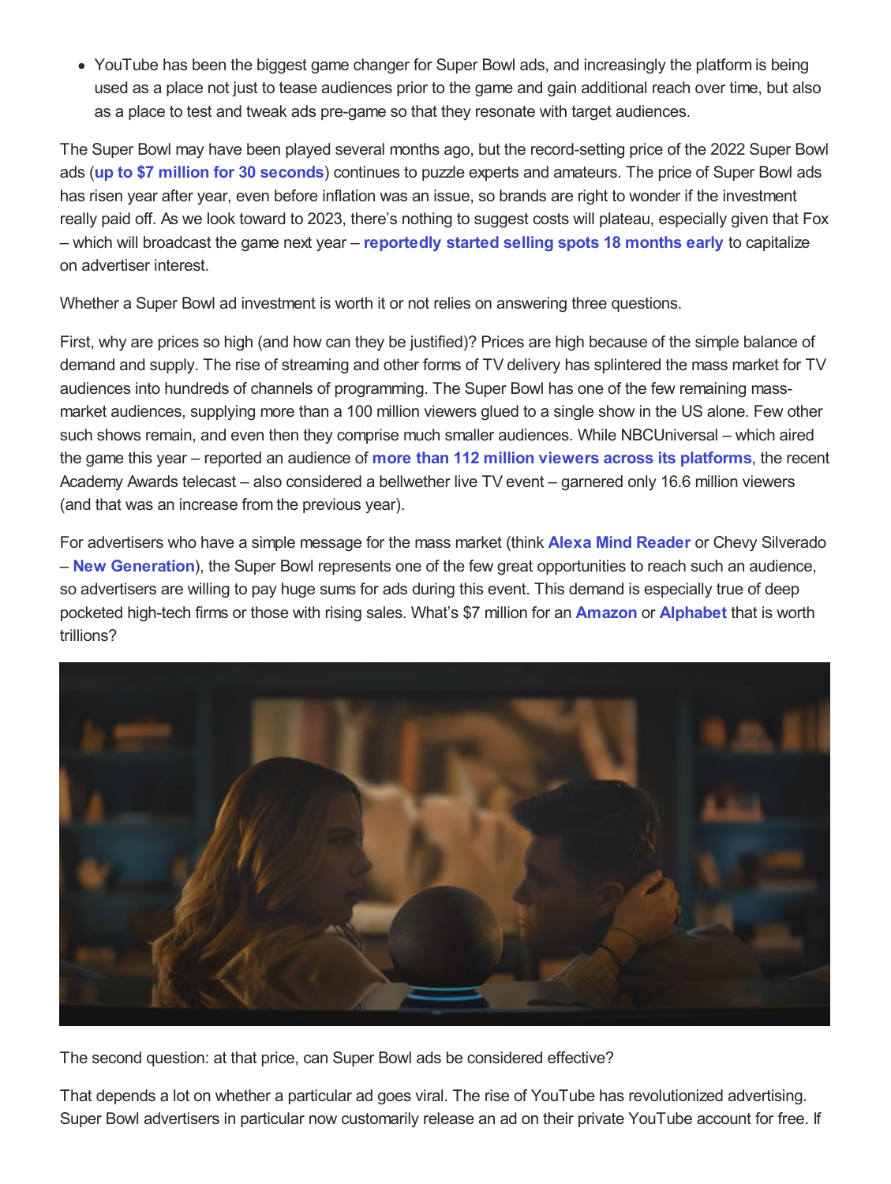- YouTube has been the biggest game changer for Super Bowl ads, and increasingly the platform is being used as a place not just to tease audiences prior to the game and gain additional reach over time, but also as a place to test and tweak ads pre-game so that they resonate with target audiences.

The Super Bowl may have been played several months ago, but the record-setting price of the 2022 Super Bowl ads (**up to $7 million for 30 seconds**) continues to puzzle experts and amateurs. The price of Super Bowl ads has risen year after year, even before inflation was an issue, so brands are right to wonder if the investment really paid off. As we look toward to 2023, there's nothing to suggest costs will plateau, especially given that Fox – which will broadcast the game next year – **reportedly started selling spots 18 months early** to capitalize on advertiser interest.

Whether a Super Bowl ad investment is worth it or not relies on answering three questions.

First, why are prices so high (and how can they be justified)? Prices are high because of the simple balance of demand and supply. The rise of streaming and other forms of TV delivery has splintered the mass market for TV audiences into hundreds of channels of programming. The Super Bowl has one of the few remaining mass-market audiences, supplying more than a 100 million viewers glued to a single show in the US alone. Few other such shows remain, and even then they comprise much smaller audiences. While NBCUniversal – which aired the game this year – reported an audience of **more than 112 million viewers across its platforms**, the recent Academy Awards telecast – also considered a bellwether live TV event – garnered only 16.6 million viewers (and that was an increase from the previous year).

For advertisers who have a simple message for the mass market (think **Alexa Mind Reader** or Chevy Silverado – **New Generation**), the Super Bowl represents one of the few great opportunities to reach such an audience, so advertisers are willing to pay huge sums for ads during this event. This demand is especially true of deep pocketed high-tech firms or those with rising sales. What's $7 million for an **Amazon** or **Alphabet** that is worth trillions?

The second question: at that price, can Super Bowl ads be considered effective?

That depends a lot on whether a particular ad goes viral. The rise of YouTube has revolutionized advertising. Super Bowl advertisers in particular now customarily release an ad on their private YouTube account for free. If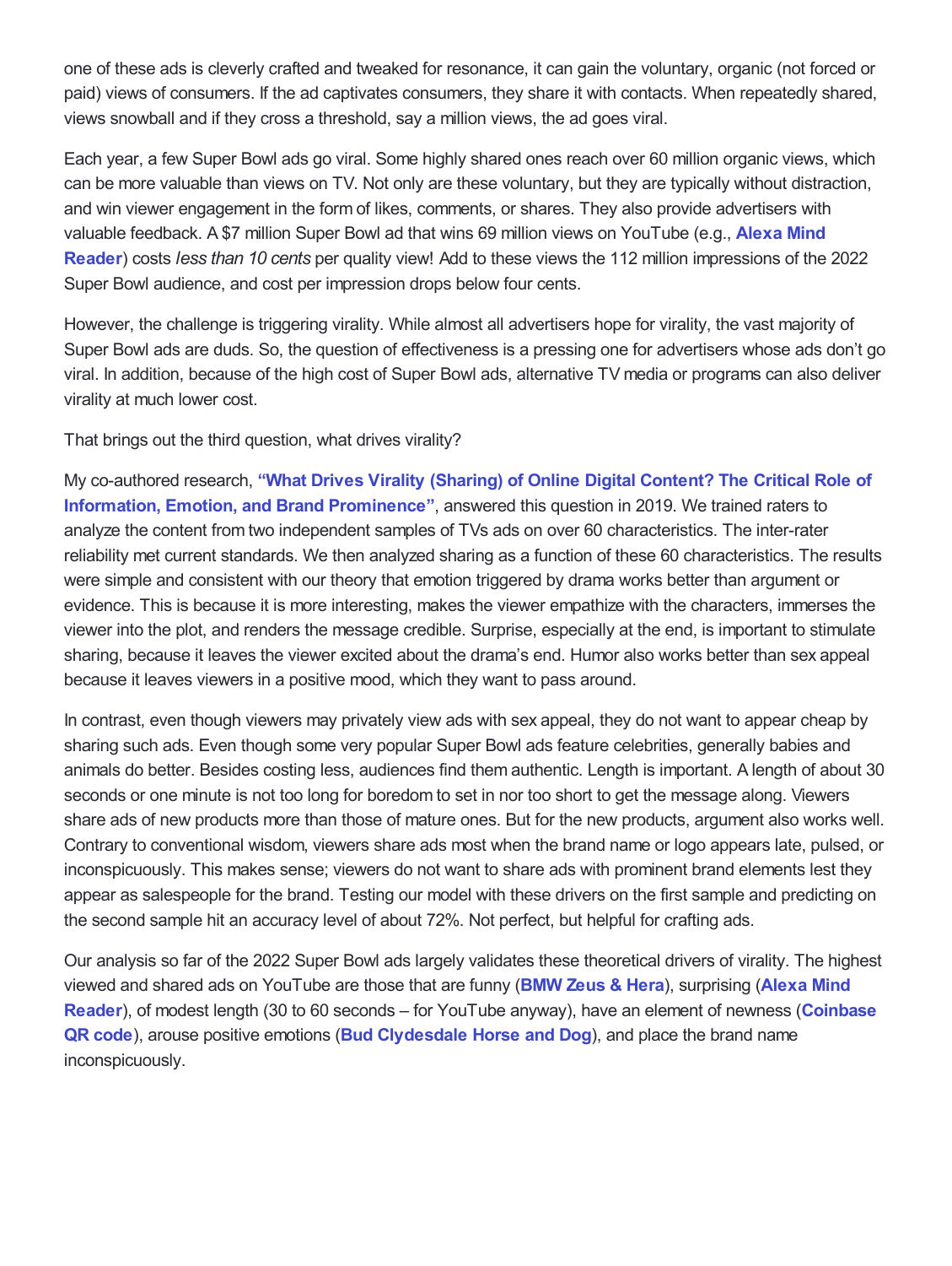one of these ads is cleverly crafted and tweaked for resonance, it can gain the voluntary, organic (not forced or paid) views of consumers. If the ad captivates consumers, they share it with contacts. When repeatedly shared, views snowball and if they cross a threshold, say a million views, the ad goes viral.

Each year, a few Super Bowl ads go viral. Some highly shared ones reach over 60 million organic views, which can be more valuable than views on TV. Not only are these voluntary, but they are typically without distraction, and win viewer engagement in the form of likes, comments, or shares. They also provide advertisers with valuable feedback. A $7 million Super Bowl ad that wins 69 million views on YouTube (e.g., **Alexa Mind Reader**) costs *less than 10 cents* per quality view! Add to these views the 112 million impressions of the 2022 Super Bowl audience, and cost per impression drops below four cents.

However, the challenge is triggering virality. While almost all advertisers hope for virality, the vast majority of Super Bowl ads are duds. So, the question of effectiveness is a pressing one for advertisers whose ads don't go viral. In addition, because of the high cost of Super Bowl ads, alternative TV media or programs can also deliver virality at much lower cost.

That brings out the third question, what drives virality?

My co-authored research, **"What Drives Virality (Sharing) of Online Digital Content? The Critical Role of Information, Emotion, and Brand Prominence"**, answered this question in 2019. We trained raters to analyze the content from two independent samples of TVs ads on over 60 characteristics. The inter-rater reliability met current standards. We then analyzed sharing as a function of these 60 characteristics. The results were simple and consistent with our theory that emotion triggered by drama works better than argument or evidence. This is because it is more interesting, makes the viewer empathize with the characters, immerses the viewer into the plot, and renders the message credible. Surprise, especially at the end, is important to stimulate sharing, because it leaves the viewer excited about the drama's end. Humor also works better than sex appeal because it leaves viewers in a positive mood, which they want to pass around.

In contrast, even though viewers may privately view ads with sex appeal, they do not want to appear cheap by sharing such ads. Even though some very popular Super Bowl ads feature celebrities, generally babies and animals do better. Besides costing less, audiences find them authentic. Length is important. A length of about 30 seconds or one minute is not too long for boredom to set in nor too short to get the message along. Viewers share ads of new products more than those of mature ones. But for the new products, argument also works well. Contrary to conventional wisdom, viewers share ads most when the brand name or logo appears late, pulsed, or inconspicuously. This makes sense; viewers do not want to share ads with prominent brand elements lest they appear as salespeople for the brand. Testing our model with these drivers on the first sample and predicting on the second sample hit an accuracy level of about 72%. Not perfect, but helpful for crafting ads.

Our analysis so far of the 2022 Super Bowl ads largely validates these theoretical drivers of virality. The highest viewed and shared ads on YouTube are those that are funny (**BMW Zeus & Hera**), surprising (**Alexa Mind Reader**), of modest length (30 to 60 seconds – for YouTube anyway), have an element of newness (**Coinbase QR code**), arouse positive emotions (**Bud Clydesdale Horse and Dog**), and place the brand name inconspicuously.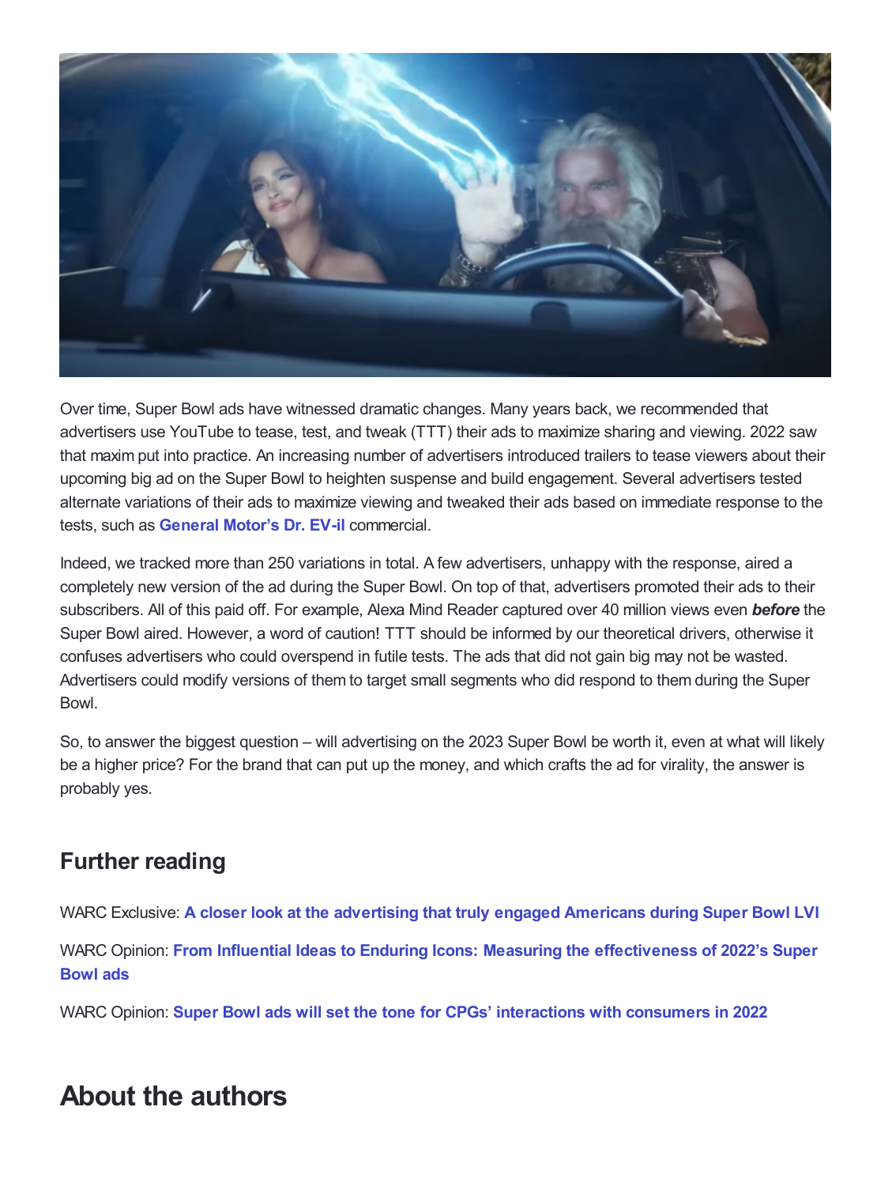Over time, Super Bowl ads have witnessed dramatic changes. Many years back, we recommended that advertisers use YouTube to tease, test, and tweak (TTT) their ads to maximize sharing and viewing. 2022 saw that maxim put into practice. An increasing number of advertisers introduced trailers to tease viewers about their upcoming big ad on the Super Bowl to heighten suspense and build engagement. Several advertisers tested alternate variations of their ads to maximize viewing and tweaked their ads based on immediate response to the tests, such as **General Motor's Dr. EV-il** commercial.

Indeed, we tracked more than 250 variations in total. A few advertisers, unhappy with the response, aired a completely new version of the ad during the Super Bowl. On top of that, advertisers promoted their ads to their subscribers. All of this paid off. For example, Alexa Mind Reader captured over 40 million views even ***before*** the Super Bowl aired. However, a word of caution! TTT should be informed by our theoretical drivers, otherwise it confuses advertisers who could overspend in futile tests. The ads that did not gain big may not be wasted. Advertisers could modify versions of them to target small segments who did respond to them during the Super Bowl.

So, to answer the biggest question – will advertising on the 2023 Super Bowl be worth it, even at what will likely be a higher price? For the brand that can put up the money, and which crafts the ad for virality, the answer is probably yes.

## Further reading

WARC Exclusive: **A closer look at the advertising that truly engaged Americans during Super Bowl LVI**

WARC Opinion: **From Influential Ideas to Enduring Icons: Measuring the effectiveness of 2022's Super Bowl ads**

WARC Opinion: **Super Bowl ads will set the tone for CPGs' interactions with consumers in 2022**

# About the authors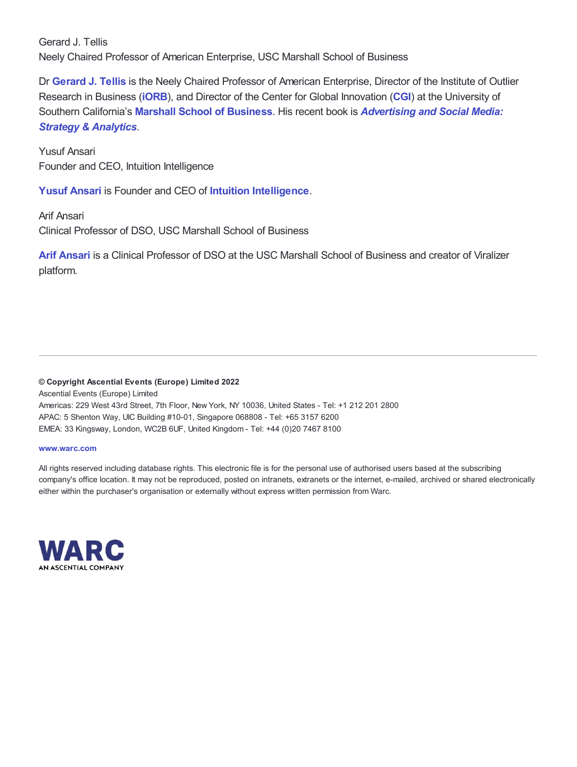Gerard J. Tellis
Neely Chaired Professor of American Enterprise, USC Marshall School of Business

Dr **Gerard J. Tellis** is the Neely Chaired Professor of American Enterprise, Director of the Institute of Outlier Research in Business (**iORB**), and Director of the Center for Global Innovation (**CGI**) at the University of Southern California's **Marshall School of Business**. His recent book is ***Advertising and Social Media: Strategy & Analytics***.

Yusuf Ansari
Founder and CEO, Intuition Intelligence

**Yusuf Ansari** is Founder and CEO of **Intuition Intelligence**.

Arif Ansari
Clinical Professor of DSO, USC Marshall School of Business

**Arif Ansari** is a Clinical Professor of DSO at the USC Marshall School of Business and creator of Viralizer platform.

---

**© Copyright Ascential Events (Europe) Limited 2022**
Ascential Events (Europe) Limited
Americas: 229 West 43rd Street, 7th Floor, New York, NY 10036, United States - Tel: +1 212 201 2800
APAC: 5 Shenton Way, UIC Building #10-01, Singapore 068808 - Tel: +65 3157 6200
EMEA: 33 Kingsway, London, WC2B 6UF, United Kingdom - Tel: +44 (0)20 7467 8100

**www.warc.com**

All rights reserved including database rights. This electronic file is for the personal use of authorised users based at the subscribing company's office location. It may not be reproduced, posted on intranets, extranets or the internet, e-mailed, archived or shared electronically either within the purchaser's organisation or externally without express written permission from Warc.

WARC
AN ASCENTIAL COMPANY